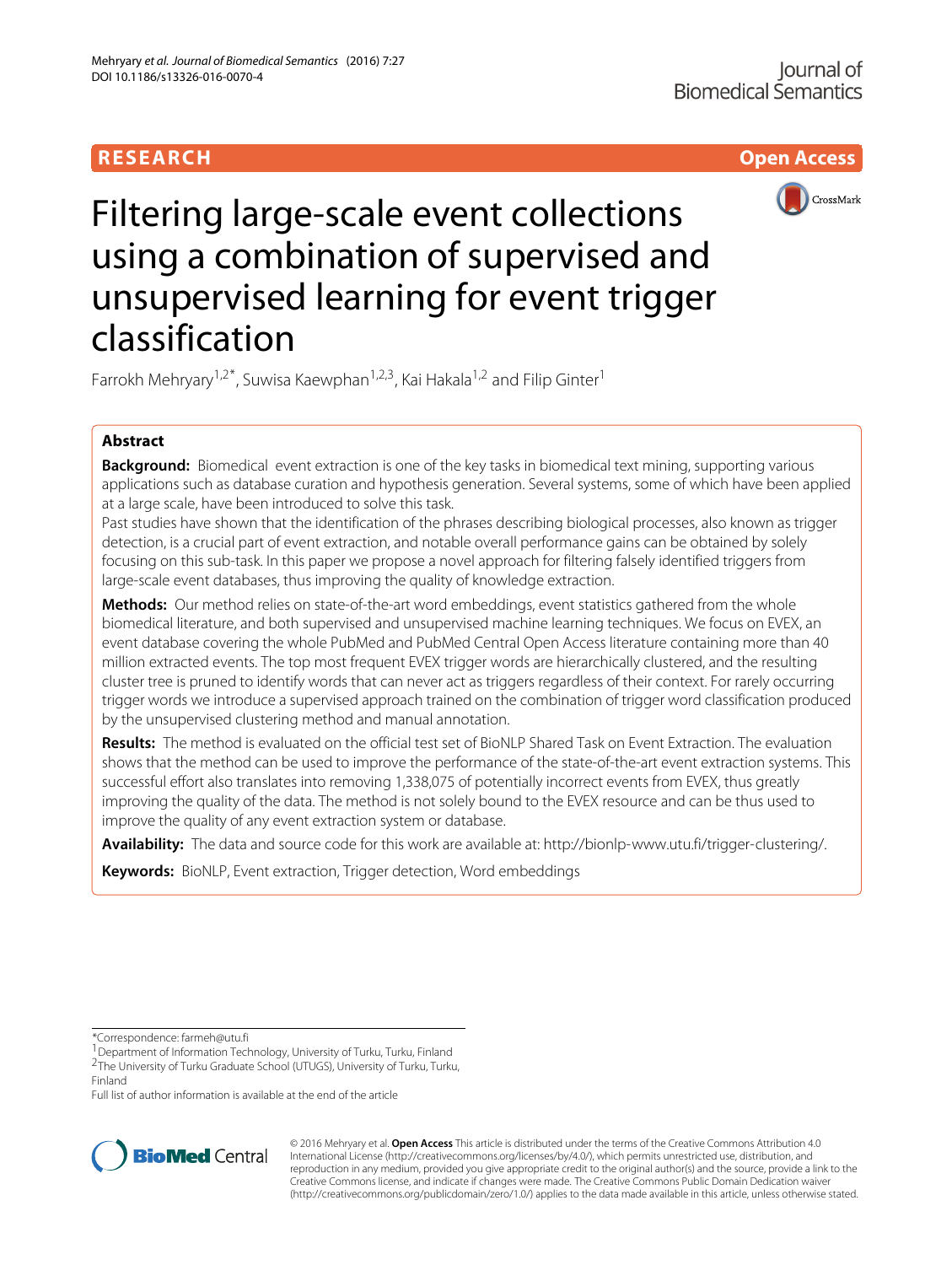RESEARCH

Open Access

# Filtering large-scale event collections using a combination of supervised and unsupervised learning for event trigger classification

Farrokh Mehryary[1,2*], Suwisa Kaewphan[1,2,3], Kai Hakala[1,2] and Filip Ginter[1]

## Abstract

**Background:** Biomedical event extraction is one of the key tasks in biomedical text mining, supporting various applications such as database curation and hypothesis generation. Several systems, some of which have been applied at a large scale, have been introduced to solve this task.

Past studies have shown that the identification of the phrases describing biological processes, also known as trigger detection, is a crucial part of event extraction, and notable overall performance gains can be obtained by solely focusing on this sub-task. In this paper we propose a novel approach for filtering falsely identified triggers from large-scale event databases, thus improving the quality of knowledge extraction.

**Methods:** Our method relies on state-of-the-art word embeddings, event statistics gathered from the whole biomedical literature, and both supervised and unsupervised machine learning techniques. We focus on EVEX, an event database covering the whole PubMed and PubMed Central Open Access literature containing more than 40 million extracted events. The top most frequent EVEX trigger words are hierarchically clustered, and the resulting cluster tree is pruned to identify words that can never act as triggers regardless of their context. For rarely occurring trigger words we introduce a supervised approach trained on the combination of trigger word classification produced by the unsupervised clustering method and manual annotation.

**Results:** The method is evaluated on the official test set of BioNLP Shared Task on Event Extraction. The evaluation shows that the method can be used to improve the performance of the state-of-the-art event extraction systems. This successful effort also translates into removing 1,338,075 of potentially incorrect events from EVEX, thus greatly improving the quality of the data. The method is not solely bound to the EVEX resource and can be thus used to improve the quality of any event extraction system or database.

**Availability:** The data and source code for this work are available at: http://bionlp-www.utu.fi/trigger-clustering/.

**Keywords:** BioNLP, Event extraction, Trigger detection, Word embeddings

*Correspondence: farmeh@utu.fi
[1]Department of Information Technology, University of Turku, Turku, Finland
[2]The University of Turku Graduate School (UTUGS), University of Turku, Turku, Finland
Full list of author information is available at the end of the article

© 2016 Mehryary et al. **Open Access** This article is distributed under the terms of the Creative Commons Attribution 4.0 International License (http://creativecommons.org/licenses/by/4.0/), which permits unrestricted use, distribution, and reproduction in any medium, provided you give appropriate credit to the original author(s) and the source, provide a link to the Creative Commons license, and indicate if changes were made. The Creative Commons Public Domain Dedication waiver (http://creativecommons.org/publicdomain/zero/1.0/) applies to the data made available in this article, unless otherwise stated.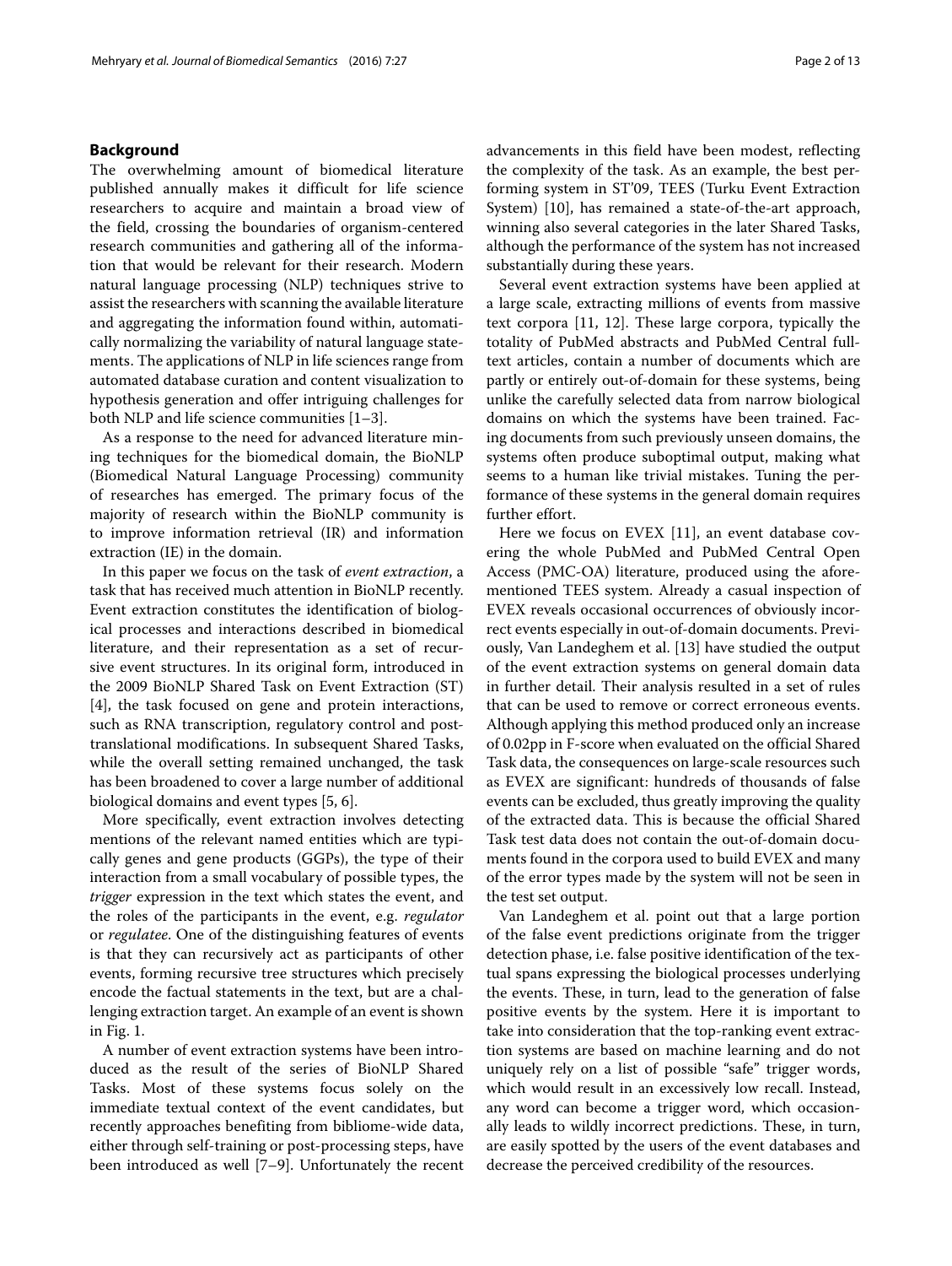## Background

The overwhelming amount of biomedical literature published annually makes it difficult for life science researchers to acquire and maintain a broad view of the field, crossing the boundaries of organism-centered research communities and gathering all of the information that would be relevant for their research. Modern natural language processing (NLP) techniques strive to assist the researchers with scanning the available literature and aggregating the information found within, automatically normalizing the variability of natural language statements. The applications of NLP in life sciences range from automated database curation and content visualization to hypothesis generation and offer intriguing challenges for both NLP and life science communities [1–3].

As a response to the need for advanced literature mining techniques for the biomedical domain, the BioNLP (Biomedical Natural Language Processing) community of researches has emerged. The primary focus of the majority of research within the BioNLP community is to improve information retrieval (IR) and information extraction (IE) in the domain.

In this paper we focus on the task of *event extraction*, a task that has received much attention in BioNLP recently. Event extraction constitutes the identification of biological processes and interactions described in biomedical literature, and their representation as a set of recursive event structures. In its original form, introduced in the 2009 BioNLP Shared Task on Event Extraction (ST) [4], the task focused on gene and protein interactions, such as RNA transcription, regulatory control and post-translational modifications. In subsequent Shared Tasks, while the overall setting remained unchanged, the task has been broadened to cover a large number of additional biological domains and event types [5, 6].

More specifically, event extraction involves detecting mentions of the relevant named entities which are typically genes and gene products (GGPs), the type of their interaction from a small vocabulary of possible types, the *trigger* expression in the text which states the event, and the roles of the participants in the event, e.g. *regulator* or *regulatee*. One of the distinguishing features of events is that they can recursively act as participants of other events, forming recursive tree structures which precisely encode the factual statements in the text, but are a challenging extraction target. An example of an event is shown in Fig. 1.

A number of event extraction systems have been introduced as the result of the series of BioNLP Shared Tasks. Most of these systems focus solely on the immediate textual context of the event candidates, but recently approaches benefiting from bibliome-wide data, either through self-training or post-processing steps, have been introduced as well [7–9]. Unfortunately the recent advancements in this field have been modest, reflecting the complexity of the task. As an example, the best performing system in ST'09, TEES (Turku Event Extraction System) [10], has remained a state-of-the-art approach, winning also several categories in the later Shared Tasks, although the performance of the system has not increased substantially during these years.

Several event extraction systems have been applied at a large scale, extracting millions of events from massive text corpora [11, 12]. These large corpora, typically the totality of PubMed abstracts and PubMed Central full-text articles, contain a number of documents which are partly or entirely out-of-domain for these systems, being unlike the carefully selected data from narrow biological domains on which the systems have been trained. Facing documents from such previously unseen domains, the systems often produce suboptimal output, making what seems to a human like trivial mistakes. Tuning the performance of these systems in the general domain requires further effort.

Here we focus on EVEX [11], an event database covering the whole PubMed and PubMed Central Open Access (PMC-OA) literature, produced using the aforementioned TEES system. Already a casual inspection of EVEX reveals occasional occurrences of obviously incorrect events especially in out-of-domain documents. Previously, Van Landeghem et al. [13] have studied the output of the event extraction systems on general domain data in further detail. Their analysis resulted in a set of rules that can be used to remove or correct erroneous events. Although applying this method produced only an increase of 0.02pp in F-score when evaluated on the official Shared Task data, the consequences on large-scale resources such as EVEX are significant: hundreds of thousands of false events can be excluded, thus greatly improving the quality of the extracted data. This is because the official Shared Task test data does not contain the out-of-domain documents found in the corpora used to build EVEX and many of the error types made by the system will not be seen in the test set output.

Van Landeghem et al. point out that a large portion of the false event predictions originate from the trigger detection phase, i.e. false positive identification of the textual spans expressing the biological processes underlying the events. These, in turn, lead to the generation of false positive events by the system. Here it is important to take into consideration that the top-ranking event extraction systems are based on machine learning and do not uniquely rely on a list of possible "safe" trigger words, which would result in an excessively low recall. Instead, any word can become a trigger word, which occasionally leads to wildly incorrect predictions. These, in turn, are easily spotted by the users of the event databases and decrease the perceived credibility of the resources.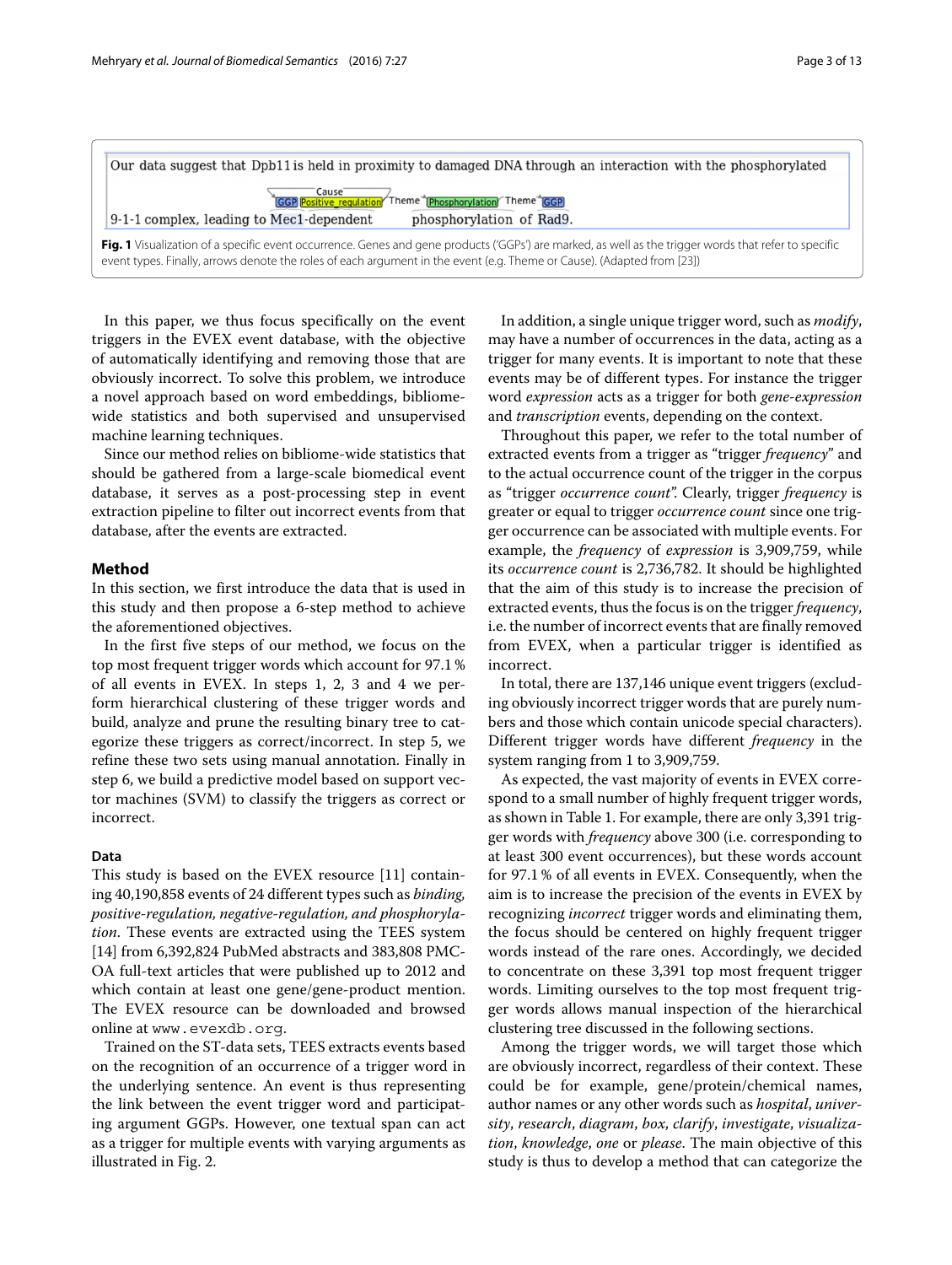Our data suggest that Dpb11 is held in proximity to damaged DNA through an interaction with the phosphorylated 9-1-1 complex, leading to Mec1-dependent phosphorylation of Rad9.

**Fig. 1** Visualization of a specific event occurrence. Genes and gene products ('GGPs') are marked, as well as the trigger words that refer to specific event types. Finally, arrows denote the roles of each argument in the event (e.g. Theme or Cause). (Adapted from [23])

In this paper, we thus focus specifically on the event triggers in the EVEX event database, with the objective of automatically identifying and removing those that are obviously incorrect. To solve this problem, we introduce a novel approach based on word embeddings, bibliome-wide statistics and both supervised and unsupervised machine learning techniques.

Since our method relies on bibliome-wide statistics that should be gathered from a large-scale biomedical event database, it serves as a post-processing step in event extraction pipeline to filter out incorrect events from that database, after the events are extracted.

## Method

In this section, we first introduce the data that is used in this study and then propose a 6-step method to achieve the aforementioned objectives.

In the first five steps of our method, we focus on the top most frequent trigger words which account for 97.1 % of all events in EVEX. In steps 1, 2, 3 and 4 we perform hierarchical clustering of these trigger words and build, analyze and prune the resulting binary tree to categorize these triggers as correct/incorrect. In step 5, we refine these two sets using manual annotation. Finally in step 6, we build a predictive model based on support vector machines (SVM) to classify the triggers as correct or incorrect.

### Data

This study is based on the EVEX resource [11] containing 40,190,858 events of 24 different types such as *binding, positive-regulation, negative-regulation, and phosphorylation*. These events are extracted using the TEES system [14] from 6,392,824 PubMed abstracts and 383,808 PMC-OA full-text articles that were published up to 2012 and which contain at least one gene/gene-product mention. The EVEX resource can be downloaded and browsed online at www.evexdb.org.

Trained on the ST-data sets, TEES extracts events based on the recognition of an occurrence of a trigger word in the underlying sentence. An event is thus representing the link between the event trigger word and participating argument GGPs. However, one textual span can act as a trigger for multiple events with varying arguments as illustrated in Fig. 2.

In addition, a single unique trigger word, such as *modify*, may have a number of occurrences in the data, acting as a trigger for many events. It is important to note that these events may be of different types. For instance the trigger word *expression* acts as a trigger for both *gene-expression* and *transcription* events, depending on the context.

Throughout this paper, we refer to the total number of extracted events from a trigger as "trigger *frequency*" and to the actual occurrence count of the trigger in the corpus as "trigger *occurrence count*". Clearly, trigger *frequency* is greater or equal to trigger *occurrence count* since one trigger occurrence can be associated with multiple events. For example, the *frequency* of *expression* is 3,909,759, while its *occurrence count* is 2,736,782. It should be highlighted that the aim of this study is to increase the precision of extracted events, thus the focus is on the trigger *frequency*, i.e. the number of incorrect events that are finally removed from EVEX, when a particular trigger is identified as incorrect.

In total, there are 137,146 unique event triggers (excluding obviously incorrect trigger words that are purely numbers and those which contain unicode special characters). Different trigger words have different *frequency* in the system ranging from 1 to 3,909,759.

As expected, the vast majority of events in EVEX correspond to a small number of highly frequent trigger words, as shown in Table 1. For example, there are only 3,391 trigger words with *frequency* above 300 (i.e. corresponding to at least 300 event occurrences), but these words account for 97.1 % of all events in EVEX. Consequently, when the aim is to increase the precision of the events in EVEX by recognizing *incorrect* trigger words and eliminating them, the focus should be centered on highly frequent trigger words instead of the rare ones. Accordingly, we decided to concentrate on these 3,391 top most frequent trigger words. Limiting ourselves to the top most frequent trigger words allows manual inspection of the hierarchical clustering tree discussed in the following sections.

Among the trigger words, we will target those which are obviously incorrect, regardless of their context. These could be for example, gene/protein/chemical names, author names or any other words such as *hospital*, *university*, *research*, *diagram*, *box*, *clarify*, *investigate*, *visualization*, *knowledge*, *one* or *please*. The main objective of this study is thus to develop a method that can categorize the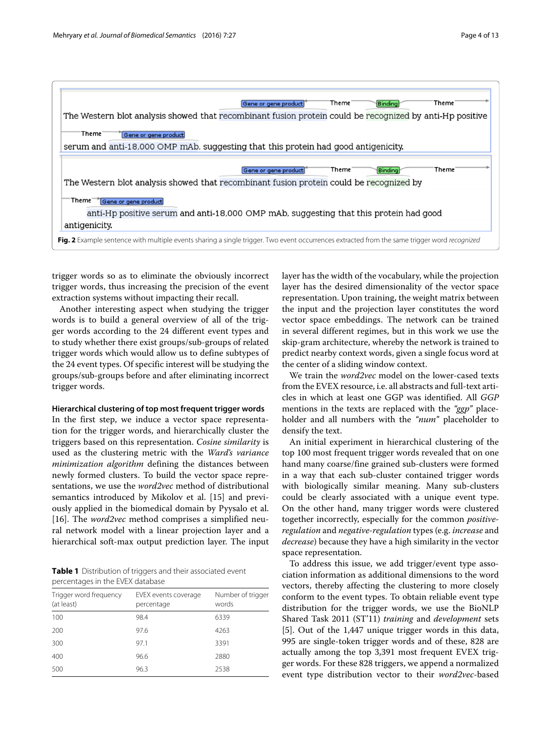**Fig. 2** Example sentence with multiple events sharing a single trigger. Two event occurrences extracted from the same trigger word *recognized*

trigger words so as to eliminate the obviously incorrect trigger words, thus increasing the precision of the event extraction systems without impacting their recall.

Another interesting aspect when studying the trigger words is to build a general overview of all of the trigger words according to the 24 different event types and to study whether there exist groups/sub-groups of related trigger words which would allow us to define subtypes of the 24 event types. Of specific interest will be studying the groups/sub-groups before and after eliminating incorrect trigger words.

#### Hierarchical clustering of top most frequent trigger words

In the first step, we induce a vector space representation for the trigger words, and hierarchically cluster the triggers based on this representation. *Cosine similarity* is used as the clustering metric with the *Ward's variance minimization algorithm* defining the distances between newly formed clusters. To build the vector space representations, we use the *word2vec* method of distributional semantics introduced by Mikolov et al. [15] and previously applied in the biomedical domain by Pyysalo et al. [16]. The *word2vec* method comprises a simplified neural network model with a linear projection layer and a hierarchical soft-max output prediction layer. The input layer has the width of the vocabulary, while the projection layer has the desired dimensionality of the vector space representation. Upon training, the weight matrix between the input and the projection layer constitutes the word vector space embeddings. The network can be trained in several different regimes, but in this work we use the skip-gram architecture, whereby the network is trained to predict nearby context words, given a single focus word at the center of a sliding window context.

**Table 1** Distribution of triggers and their associated event percentages in the EVEX database

| Trigger word frequency (at least) | EVEX events coverage percentage | Number of trigger words |
|---|---|---|
| 100 | 98.4 | 6339 |
| 200 | 97.6 | 4263 |
| 300 | 97.1 | 3391 |
| 400 | 96.6 | 2880 |
| 500 | 96.3 | 2538 |

We train the *word2vec* model on the lower-cased texts from the EVEX resource, i.e. all abstracts and full-text articles in which at least one GGP was identified. All *GGP* mentions in the texts are replaced with the *"ggp"* placeholder and all numbers with the *"num"* placeholder to densify the text.

An initial experiment in hierarchical clustering of the top 100 most frequent trigger words revealed that on one hand many coarse/fine grained sub-clusters were formed in a way that each sub-cluster contained trigger words with biologically similar meaning. Many sub-clusters could be clearly associated with a unique event type. On the other hand, many trigger words were clustered together incorrectly, especially for the common *positive-regulation* and *negative-regulation* types (e.g. *increase* and *decrease*) because they have a high similarity in the vector space representation.

To address this issue, we add trigger/event type association information as additional dimensions to the word vectors, thereby affecting the clustering to more closely conform to the event types. To obtain reliable event type distribution for the trigger words, we use the BioNLP Shared Task 2011 (ST'11) *training* and *development* sets [5]. Out of the 1,447 unique trigger words in this data, 995 are single-token trigger words and of these, 828 are actually among the top 3,391 most frequent EVEX trigger words. For these 828 triggers, we append a normalized event type distribution vector to their *word2vec*-based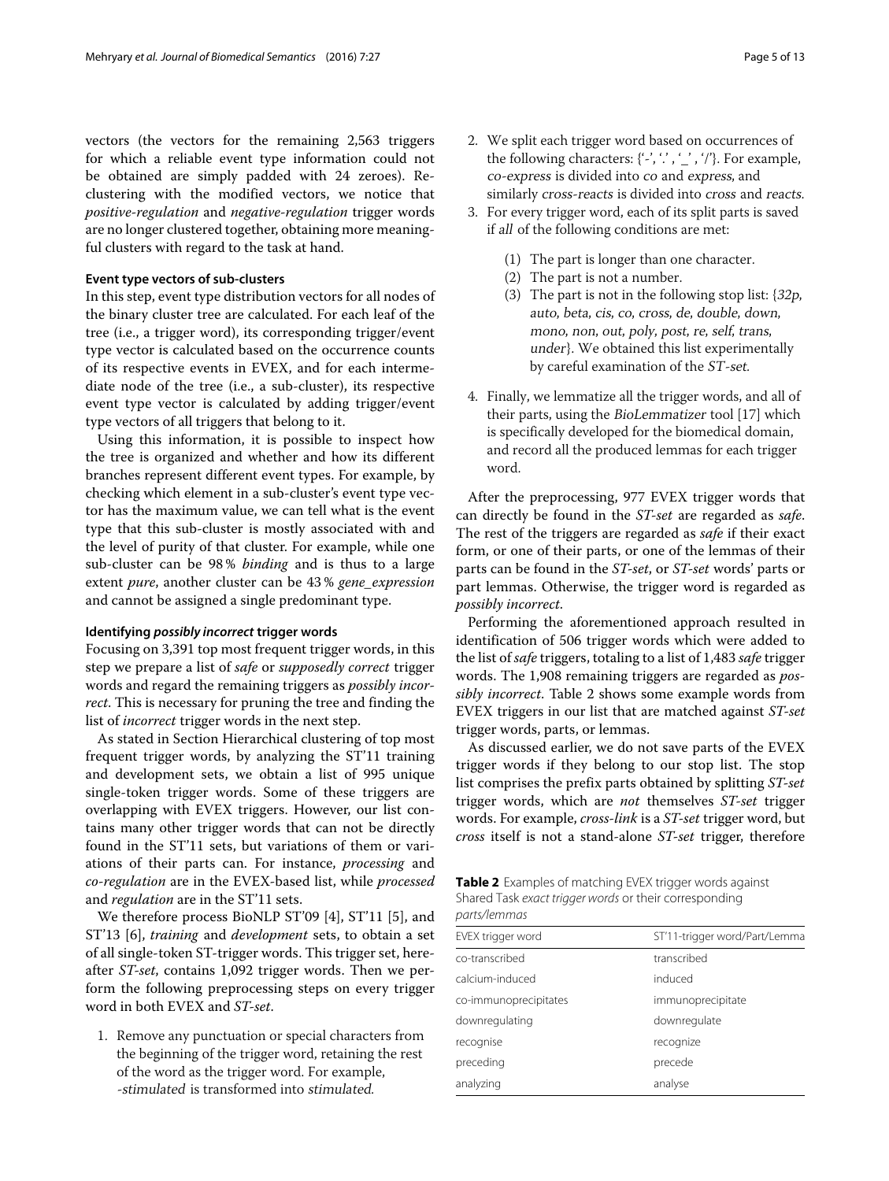vectors (the vectors for the remaining 2,563 triggers for which a reliable event type information could not be obtained are simply padded with 24 zeroes). Reclustering with the modified vectors, we notice that *positive-regulation* and *negative-regulation* trigger words are no longer clustered together, obtaining more meaningful clusters with regard to the task at hand.

#### Event type vectors of sub-clusters

In this step, event type distribution vectors for all nodes of the binary cluster tree are calculated. For each leaf of the tree (i.e., a trigger word), its corresponding trigger/event type vector is calculated based on the occurrence counts of its respective events in EVEX, and for each intermediate node of the tree (i.e., a sub-cluster), its respective event type vector is calculated by adding trigger/event type vectors of all triggers that belong to it.

Using this information, it is possible to inspect how the tree is organized and whether and how its different branches represent different event types. For example, by checking which element in a sub-cluster's event type vector has the maximum value, we can tell what is the event type that this sub-cluster is mostly associated with and the level of purity of that cluster. For example, while one sub-cluster can be 98 % *binding* and is thus to a large extent *pure*, another cluster can be 43 % *gene_expression* and cannot be assigned a single predominant type.

#### Identifying *possibly incorrect* trigger words

Focusing on 3,391 top most frequent trigger words, in this step we prepare a list of *safe* or *supposedly correct* trigger words and regard the remaining triggers as *possibly incorrect*. This is necessary for pruning the tree and finding the list of *incorrect* trigger words in the next step.

As stated in Section Hierarchical clustering of top most frequent trigger words, by analyzing the ST'11 training and development sets, we obtain a list of 995 unique single-token trigger words. Some of these triggers are overlapping with EVEX triggers. However, our list contains many other trigger words that can not be directly found in the ST'11 sets, but variations of them or variations of their parts can. For instance, *processing* and *co-regulation* are in the EVEX-based list, while *processed* and *regulation* are in the ST'11 sets.

We therefore process BioNLP ST'09 [4], ST'11 [5], and ST'13 [6], *training* and *development* sets, to obtain a set of all single-token ST-trigger words. This trigger set, hereafter *ST-set*, contains 1,092 trigger words. Then we perform the following preprocessing steps on every trigger word in both EVEX and *ST-set*.

1. Remove any punctuation or special characters from the beginning of the trigger word, retaining the rest of the word as the trigger word. For example, *-stimulated* is transformed into *stimulated*.
2. We split each trigger word based on occurrences of the following characters: {'-', '.' , '_' , '/'}. For example, *co-express* is divided into *co* and *express*, and similarly *cross-reacts* is divided into *cross* and *reacts*.
3. For every trigger word, each of its split parts is saved if *all* of the following conditions are met:
   (1) The part is longer than one character.
   (2) The part is not a number.
   (3) The part is not in the following stop list: {*32p*, *auto*, *beta*, *cis*, *co*, *cross*, *de*, *double*, *down*, *mono*, *non*, *out*, *poly*, *post*, *re*, *self*, *trans*, *under*}. We obtained this list experimentally by careful examination of the *ST-set*.
4. Finally, we lemmatize all the trigger words, and all of their parts, using the *BioLemmatizer* tool [17] which is specifically developed for the biomedical domain, and record all the produced lemmas for each trigger word.

After the preprocessing, 977 EVEX trigger words that can directly be found in the *ST-set* are regarded as *safe*. The rest of the triggers are regarded as *safe* if their exact form, or one of their parts, or one of the lemmas of their parts can be found in the *ST-set*, or *ST-set* words' parts or part lemmas. Otherwise, the trigger word is regarded as *possibly incorrect*.

Performing the aforementioned approach resulted in identification of 506 trigger words which were added to the list of *safe* triggers, totaling to a list of 1,483 *safe* trigger words. The 1,908 remaining triggers are regarded as *possibly incorrect*. Table 2 shows some example words from EVEX triggers in our list that are matched against *ST-set* trigger words, parts, or lemmas.

As discussed earlier, we do not save parts of the EVEX trigger words if they belong to our stop list. The stop list comprises the prefix parts obtained by splitting *ST-set* trigger words, which are *not* themselves *ST-set* trigger words. For example, *cross-link* is a *ST-set* trigger word, but *cross* itself is not a stand-alone *ST-set* trigger, therefore

**Table 2** Examples of matching EVEX trigger words against Shared Task *exact trigger words* or their corresponding *parts/lemmas*

| EVEX trigger word | ST'11-trigger word/Part/Lemma |
|---|---|
| co-transcribed | transcribed |
| calcium-induced | induced |
| co-immunoprecipitates | immunoprecipitate |
| downregulating | downregulate |
| recognise | recognize |
| preceding | precede |
| analyzing | analyse |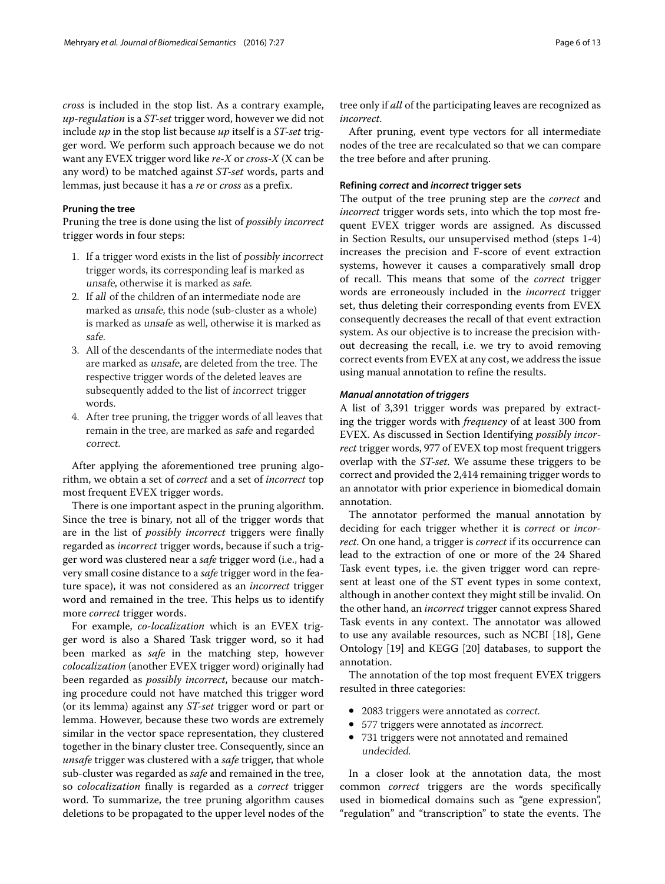*cross* is included in the stop list. As a contrary example, *up-regulation* is a *ST-set* trigger word, however we did not include *up* in the stop list because *up* itself is a *ST-set* trigger word. We perform such approach because we do not want any EVEX trigger word like *re-X* or *cross-X* (X can be any word) to be matched against *ST-set* words, parts and lemmas, just because it has a *re* or *cross* as a prefix.

#### Pruning the tree

Pruning the tree is done using the list of *possibly incorrect* trigger words in four steps:

1. If a trigger word exists in the list of *possibly incorrect* trigger words, its corresponding leaf is marked as *unsafe*, otherwise it is marked as *safe*.
2. If *all* of the children of an intermediate node are marked as *unsafe*, this node (sub-cluster as a whole) is marked as *unsafe* as well, otherwise it is marked as *safe*.
3. All of the descendants of the intermediate nodes that are marked as *unsafe*, are deleted from the tree. The respective trigger words of the deleted leaves are subsequently added to the list of *incorrect* trigger words.
4. After tree pruning, the trigger words of all leaves that remain in the tree, are marked as *safe* and regarded *correct*.

After applying the aforementioned tree pruning algorithm, we obtain a set of *correct* and a set of *incorrect* top most frequent EVEX trigger words.

There is one important aspect in the pruning algorithm. Since the tree is binary, not all of the trigger words that are in the list of *possibly incorrect* triggers were finally regarded as *incorrect* trigger words, because if such a trigger word was clustered near a *safe* trigger word (i.e., had a very small cosine distance to a *safe* trigger word in the feature space), it was not considered as an *incorrect* trigger word and remained in the tree. This helps us to identify more *correct* trigger words.

For example, *co-localization* which is an EVEX trigger word is also a Shared Task trigger word, so it had been marked as *safe* in the matching step, however *colocalization* (another EVEX trigger word) originally had been regarded as *possibly incorrect*, because our matching procedure could not have matched this trigger word (or its lemma) against any *ST-set* trigger word or part or lemma. However, because these two words are extremely similar in the vector space representation, they clustered together in the binary cluster tree. Consequently, since an *unsafe* trigger was clustered with a *safe* trigger, that whole sub-cluster was regarded as *safe* and remained in the tree, so *colocalization* finally is regarded as a *correct* trigger word. To summarize, the tree pruning algorithm causes deletions to be propagated to the upper level nodes of the tree only if *all* of the participating leaves are recognized as *incorrect*.

After pruning, event type vectors for all intermediate nodes of the tree are recalculated so that we can compare the tree before and after pruning.

#### Refining *correct* and *incorrect* trigger sets

The output of the tree pruning step are the *correct* and *incorrect* trigger words sets, into which the top most frequent EVEX trigger words are assigned. As discussed in Section Results, our unsupervised method (steps 1-4) increases the precision and F-score of event extraction systems, however it causes a comparatively small drop of recall. This means that some of the *correct* trigger words are erroneously included in the *incorrect* trigger set, thus deleting their corresponding events from EVEX consequently decreases the recall of that event extraction system. As our objective is to increase the precision without decreasing the recall, i.e. we try to avoid removing correct events from EVEX at any cost, we address the issue using manual annotation to refine the results.

##### *Manual annotation of triggers*

A list of 3,391 trigger words was prepared by extracting the trigger words with *frequency* of at least 300 from EVEX. As discussed in Section Identifying *possibly incorrect* trigger words, 977 of EVEX top most frequent triggers overlap with the *ST-set*. We assume these triggers to be correct and provided the 2,414 remaining trigger words to an annotator with prior experience in biomedical domain annotation.

The annotator performed the manual annotation by deciding for each trigger whether it is *correct* or *incorrect*. On one hand, a trigger is *correct* if its occurrence can lead to the extraction of one or more of the 24 Shared Task event types, i.e. the given trigger word can represent at least one of the ST event types in some context, although in another context they might still be invalid. On the other hand, an *incorrect* trigger cannot express Shared Task events in any context. The annotator was allowed to use any available resources, such as NCBI [18], Gene Ontology [19] and KEGG [20] databases, to support the annotation.

The annotation of the top most frequent EVEX triggers resulted in three categories:

- 2083 triggers were annotated as *correct*.
- 577 triggers were annotated as *incorrect*.
- 731 triggers were not annotated and remained *undecided*.

In a closer look at the annotation data, the most common *correct* triggers are the words specifically used in biomedical domains such as "gene expression", "regulation" and "transcription" to state the events. The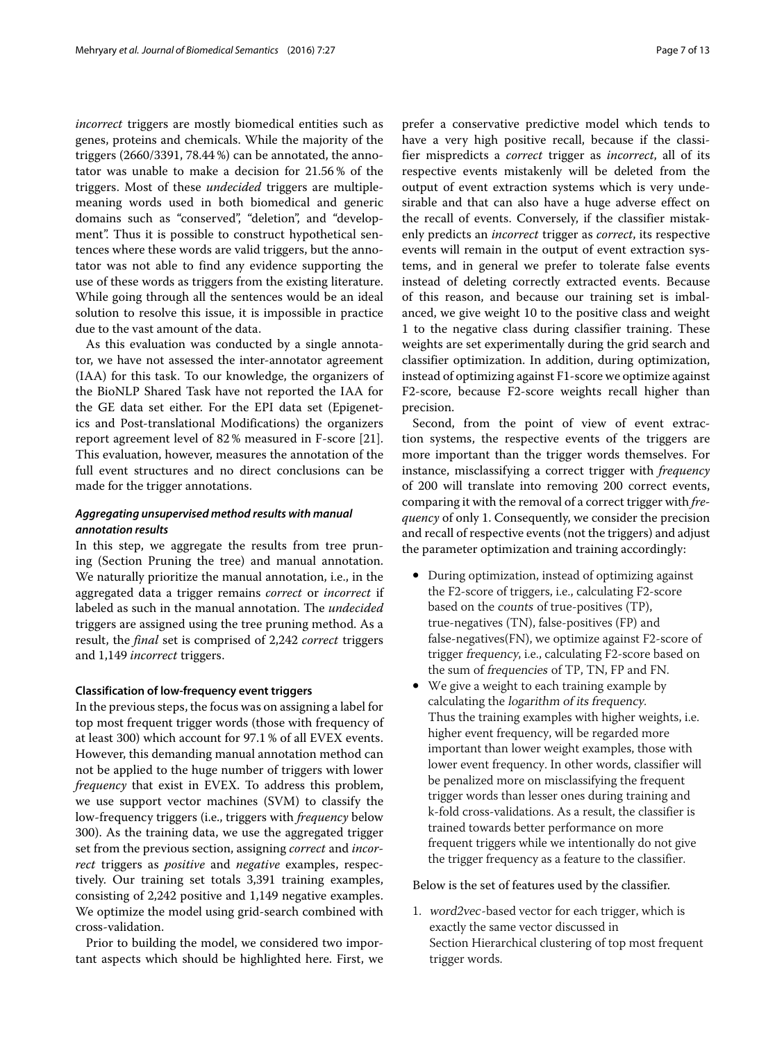*incorrect* triggers are mostly biomedical entities such as genes, proteins and chemicals. While the majority of the triggers (2660/3391, 78.44 %) can be annotated, the annotator was unable to make a decision for 21.56 % of the triggers. Most of these *undecided* triggers are multiple-meaning words used in both biomedical and generic domains such as "conserved", "deletion", and "development". Thus it is possible to construct hypothetical sentences where these words are valid triggers, but the annotator was not able to find any evidence supporting the use of these words as triggers from the existing literature. While going through all the sentences would be an ideal solution to resolve this issue, it is impossible in practice due to the vast amount of the data.

As this evaluation was conducted by a single annotator, we have not assessed the inter-annotator agreement (IAA) for this task. To our knowledge, the organizers of the BioNLP Shared Task have not reported the IAA for the GE data set either. For the EPI data set (Epigenetics and Post-translational Modifications) the organizers report agreement level of 82 % measured in F-score [21]. This evaluation, however, measures the annotation of the full event structures and no direct conclusions can be made for the trigger annotations.

#### *Aggregating unsupervised method results with manual annotation results*

In this step, we aggregate the results from tree pruning (Section Pruning the tree) and manual annotation. We naturally prioritize the manual annotation, i.e., in the aggregated data a trigger remains *correct* or *incorrect* if labeled as such in the manual annotation. The *undecided* triggers are assigned using the tree pruning method. As a result, the *final* set is comprised of 2,242 *correct* triggers and 1,149 *incorrect* triggers.

### Classification of low-frequency event triggers

In the previous steps, the focus was on assigning a label for top most frequent trigger words (those with frequency of at least 300) which account for 97.1 % of all EVEX events. However, this demanding manual annotation method can not be applied to the huge number of triggers with lower *frequency* that exist in EVEX. To address this problem, we use support vector machines (SVM) to classify the low-frequency triggers (i.e., triggers with *frequency* below 300). As the training data, we use the aggregated trigger set from the previous section, assigning *correct* and *incorrect* triggers as *positive* and *negative* examples, respectively. Our training set totals 3,391 training examples, consisting of 2,242 positive and 1,149 negative examples. We optimize the model using grid-search combined with cross-validation.

Prior to building the model, we considered two important aspects which should be highlighted here. First, we prefer a conservative predictive model which tends to have a very high positive recall, because if the classifier mispredicts a *correct* trigger as *incorrect*, all of its respective events mistakenly will be deleted from the output of event extraction systems which is very undesirable and that can also have a huge adverse effect on the recall of events. Conversely, if the classifier mistakenly predicts an *incorrect* trigger as *correct*, its respective events will remain in the output of event extraction systems, and in general we prefer to tolerate false events instead of deleting correctly extracted events. Because of this reason, and because our training set is imbalanced, we give weight 10 to the positive class and weight 1 to the negative class during classifier training. These weights are set experimentally during the grid search and classifier optimization. In addition, during optimization, instead of optimizing against F1-score we optimize against F2-score, because F2-score weights recall higher than precision.

Second, from the point of view of event extraction systems, the respective events of the triggers are more important than the trigger words themselves. For instance, misclassifying a correct trigger with *frequency* of 200 will translate into removing 200 correct events, comparing it with the removal of a correct trigger with *frequency* of only 1. Consequently, we consider the precision and recall of respective events (not the triggers) and adjust the parameter optimization and training accordingly:

- During optimization, instead of optimizing against the F2-score of triggers, i.e., calculating F2-score based on the *counts* of true-positives (TP), true-negatives (TN), false-positives (FP) and false-negatives(FN), we optimize against F2-score of trigger *frequency*, i.e., calculating F2-score based on the sum of *frequencies* of TP, TN, FP and FN.
- We give a weight to each training example by calculating the *logarithm of its frequency*. Thus the training examples with higher weights, i.e. higher event frequency, will be regarded more important than lower weight examples, those with lower event frequency. In other words, classifier will be penalized more on misclassifying the frequent trigger words than lesser ones during training and k-fold cross-validations. As a result, the classifier is trained towards better performance on more frequent triggers while we intentionally do not give the trigger frequency as a feature to the classifier.

Below is the set of features used by the classifier.

1. *word2vec*-based vector for each trigger, which is exactly the same vector discussed in Section Hierarchical clustering of top most frequent trigger words.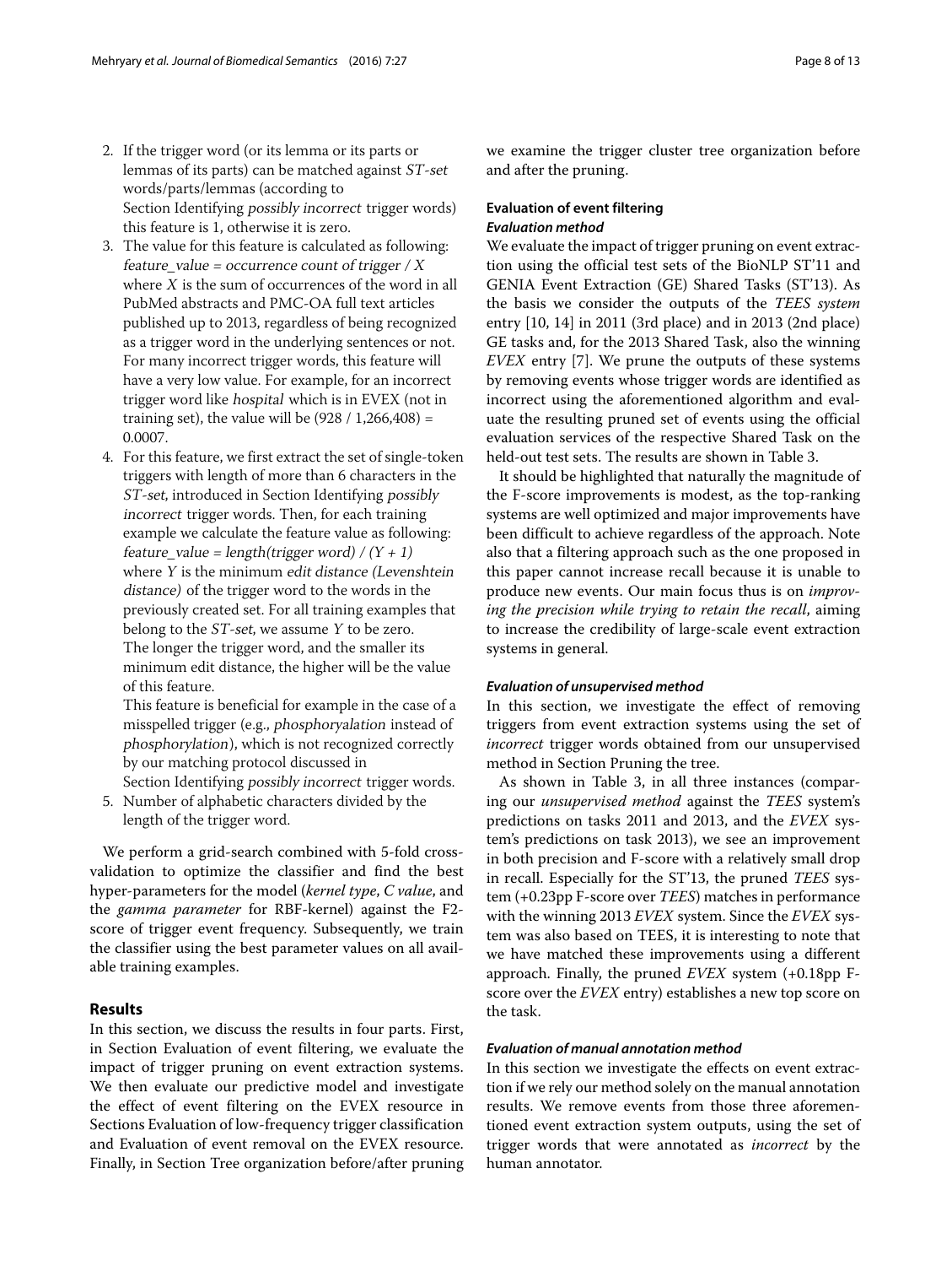2. If the trigger word (or its lemma or its parts or lemmas of its parts) can be matched against *ST-set* words/parts/lemmas (according to Section Identifying *possibly incorrect* trigger words) this feature is 1, otherwise it is zero.
3. The value for this feature is calculated as following: *feature_value = occurrence count of trigger / X* where $X$ is the sum of occurrences of the word in all PubMed abstracts and PMC-OA full text articles published up to 2013, regardless of being recognized as a trigger word in the underlying sentences or not. For many incorrect trigger words, this feature will have a very low value. For example, for an incorrect trigger word like *hospital* which is in EVEX (not in training set), the value will be (928 / 1,266,408) = 0.0007.
4. For this feature, we first extract the set of single-token triggers with length of more than 6 characters in the *ST-set*, introduced in Section Identifying *possibly incorrect* trigger words. Then, for each training example we calculate the feature value as following: *feature_value = length(trigger word) / (Y + 1)* where $Y$ is the minimum *edit distance (Levenshtein distance)* of the trigger word to the words in the previously created set. For all training examples that belong to the *ST-set*, we assume $Y$ to be zero. The longer the trigger word, and the smaller its minimum edit distance, the higher will be the value of this feature.
   This feature is beneficial for example in the case of a misspelled trigger (e.g., *phosphoryalation* instead of *phosphorylation*), which is not recognized correctly by our matching protocol discussed in Section Identifying *possibly incorrect* trigger words.
5. Number of alphabetic characters divided by the length of the trigger word.

We perform a grid-search combined with 5-fold cross-validation to optimize the classifier and find the best hyper-parameters for the model (*kernel type*, *C value*, and the *gamma parameter* for RBF-kernel) against the F2-score of trigger event frequency. Subsequently, we train the classifier using the best parameter values on all available training examples.

## Results

In this section, we discuss the results in four parts. First, in Section Evaluation of event filtering, we evaluate the impact of trigger pruning on event extraction systems. We then evaluate our predictive model and investigate the effect of event filtering on the EVEX resource in Sections Evaluation of low-frequency trigger classification and Evaluation of event removal on the EVEX resource. Finally, in Section Tree organization before/after pruning we examine the trigger cluster tree organization before and after the pruning.

### Evaluation of event filtering

#### *Evaluation method*

We evaluate the impact of trigger pruning on event extraction using the official test sets of the BioNLP ST'11 and GENIA Event Extraction (GE) Shared Tasks (ST'13). As the basis we consider the outputs of the *TEES system* entry [10, 14] in 2011 (3rd place) and in 2013 (2nd place) GE tasks and, for the 2013 Shared Task, also the winning *EVEX* entry [7]. We prune the outputs of these systems by removing events whose trigger words are identified as incorrect using the aforementioned algorithm and evaluate the resulting pruned set of events using the official evaluation services of the respective Shared Task on the held-out test sets. The results are shown in Table 3.

It should be highlighted that naturally the magnitude of the F-score improvements is modest, as the top-ranking systems are well optimized and major improvements have been difficult to achieve regardless of the approach. Note also that a filtering approach such as the one proposed in this paper cannot increase recall because it is unable to produce new events. Our main focus thus is on *improving the precision while trying to retain the recall*, aiming to increase the credibility of large-scale event extraction systems in general.

#### *Evaluation of unsupervised method*

In this section, we investigate the effect of removing triggers from event extraction systems using the set of *incorrect* trigger words obtained from our unsupervised method in Section Pruning the tree.

As shown in Table 3, in all three instances (comparing our *unsupervised method* against the *TEES* system's predictions on tasks 2011 and 2013, and the *EVEX* system's predictions on task 2013), we see an improvement in both precision and F-score with a relatively small drop in recall. Especially for the ST'13, the pruned *TEES* system (+0.23pp F-score over *TEES*) matches in performance with the winning 2013 *EVEX* system. Since the *EVEX* system was also based on TEES, it is interesting to note that we have matched these improvements using a different approach. Finally, the pruned *EVEX* system (+0.18pp F-score over the *EVEX* entry) establishes a new top score on the task.

#### *Evaluation of manual annotation method*

In this section we investigate the effects on event extraction if we rely our method solely on the manual annotation results. We remove events from those three aforementioned event extraction system outputs, using the set of trigger words that were annotated as *incorrect* by the human annotator.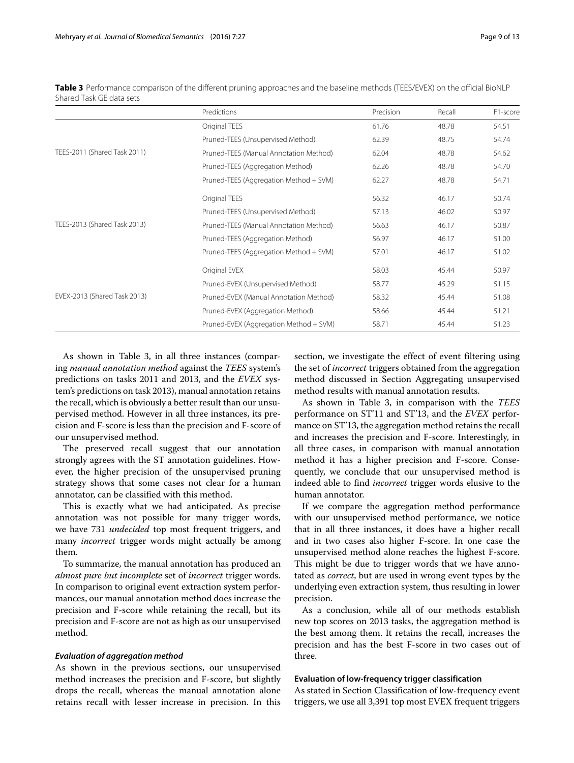**Table 3** Performance comparison of the different pruning approaches and the baseline methods (TEES/EVEX) on the official BioNLP Shared Task GE data sets

| | Predictions | Precision | Recall | F1-score |
|---|---|---|---|---|
| TEES-2011 (Shared Task 2011) | Original TEES | 61.76 | 48.78 | 54.51 |
| | Pruned-TEES (Unsupervised Method) | 62.39 | 48.75 | 54.74 |
| | Pruned-TEES (Manual Annotation Method) | 62.04 | 48.78 | 54.62 |
| | Pruned-TEES (Aggregation Method) | 62.26 | 48.78 | 54.70 |
| | Pruned-TEES (Aggregation Method + SVM) | 62.27 | 48.78 | 54.71 |
| TEES-2013 (Shared Task 2013) | Original TEES | 56.32 | 46.17 | 50.74 |
| | Pruned-TEES (Unsupervised Method) | 57.13 | 46.02 | 50.97 |
| | Pruned-TEES (Manual Annotation Method) | 56.63 | 46.17 | 50.87 |
| | Pruned-TEES (Aggregation Method) | 56.97 | 46.17 | 51.00 |
| | Pruned-TEES (Aggregation Method + SVM) | 57.01 | 46.17 | 51.02 |
| EVEX-2013 (Shared Task 2013) | Original EVEX | 58.03 | 45.44 | 50.97 |
| | Pruned-EVEX (Unsupervised Method) | 58.77 | 45.29 | 51.15 |
| | Pruned-EVEX (Manual Annotation Method) | 58.32 | 45.44 | 51.08 |
| | Pruned-EVEX (Aggregation Method) | 58.66 | 45.44 | 51.21 |
| | Pruned-EVEX (Aggregation Method + SVM) | 58.71 | 45.44 | 51.23 |

As shown in Table 3, in all three instances (comparing *manual annotation method* against the *TEES* system's predictions on tasks 2011 and 2013, and the *EVEX* system's predictions on task 2013), manual annotation retains the recall, which is obviously a better result than our unsupervised method. However in all three instances, its precision and F-score is less than the precision and F-score of our unsupervised method.

The preserved recall suggest that our annotation strongly agrees with the ST annotation guidelines. However, the higher precision of the unsupervised pruning strategy shows that some cases not clear for a human annotator, can be classified with this method.

This is exactly what we had anticipated. As precise annotation was not possible for many trigger words, we have 731 *undecided* top most frequent triggers, and many *incorrect* trigger words might actually be among them.

To summarize, the manual annotation has produced an *almost pure but incomplete* set of *incorrect* trigger words. In comparison to original event extraction system performances, our manual annotation method does increase the precision and F-score while retaining the recall, but its precision and F-score are not as high as our unsupervised method.

#### *Evaluation of aggregation method*

As shown in the previous sections, our unsupervised method increases the precision and F-score, but slightly drops the recall, whereas the manual annotation alone retains recall with lesser increase in precision. In this section, we investigate the effect of event filtering using the set of *incorrect* triggers obtained from the aggregation method discussed in Section Aggregating unsupervised method results with manual annotation results.

As shown in Table 3, in comparison with the *TEES* performance on ST'11 and ST'13, and the *EVEX* performance on ST'13, the aggregation method retains the recall and increases the precision and F-score. Interestingly, in all three cases, in comparison with manual annotation method it has a higher precision and F-score. Consequently, we conclude that our unsupervised method is indeed able to find *incorrect* trigger words elusive to the human annotator.

If we compare the aggregation method performance with our unsupervised method performance, we notice that in all three instances, it does have a higher recall and in two cases also higher F-score. In one case the unsupervised method alone reaches the highest F-score. This might be due to trigger words that we have annotated as *correct*, but are used in wrong event types by the underlying even extraction system, thus resulting in lower precision.

As a conclusion, while all of our methods establish new top scores on 2013 tasks, the aggregation method is the best among them. It retains the recall, increases the precision and has the best F-score in two cases out of three.

### Evaluation of low-frequency trigger classification

As stated in Section Classification of low-frequency event triggers, we use all 3,391 top most EVEX frequent triggers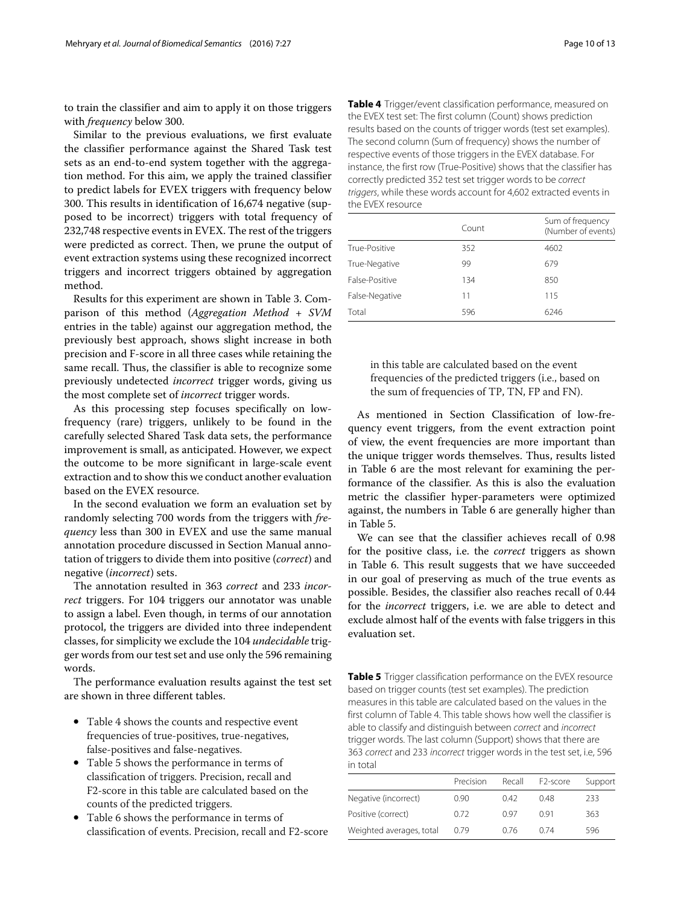to train the classifier and aim to apply it on those triggers with *frequency* below 300.

Similar to the previous evaluations, we first evaluate the classifier performance against the Shared Task test sets as an end-to-end system together with the aggregation method. For this aim, we apply the trained classifier to predict labels for EVEX triggers with frequency below 300. This results in identification of 16,674 negative (supposed to be incorrect) triggers with total frequency of 232,748 respective events in EVEX. The rest of the triggers were predicted as correct. Then, we prune the output of event extraction systems using these recognized incorrect triggers and incorrect triggers obtained by aggregation method.

Results for this experiment are shown in Table 3. Comparison of this method (*Aggregation Method + SVM* entries in the table) against our aggregation method, the previously best approach, shows slight increase in both precision and F-score in all three cases while retaining the same recall. Thus, the classifier is able to recognize some previously undetected *incorrect* trigger words, giving us the most complete set of *incorrect* trigger words.

As this processing step focuses specifically on low-frequency (rare) triggers, unlikely to be found in the carefully selected Shared Task data sets, the performance improvement is small, as anticipated. However, we expect the outcome to be more significant in large-scale event extraction and to show this we conduct another evaluation based on the EVEX resource.

In the second evaluation we form an evaluation set by randomly selecting 700 words from the triggers with *frequency* less than 300 in EVEX and use the same manual annotation procedure discussed in Section Manual annotation of triggers to divide them into positive (*correct*) and negative (*incorrect*) sets.

The annotation resulted in 363 *correct* and 233 *incorrect* triggers. For 104 triggers our annotator was unable to assign a label. Even though, in terms of our annotation protocol, the triggers are divided into three independent classes, for simplicity we exclude the 104 *undecidable* trigger words from our test set and use only the 596 remaining words.

The performance evaluation results against the test set are shown in three different tables.

- Table 4 shows the counts and respective event frequencies of true-positives, true-negatives, false-positives and false-negatives.
- Table 5 shows the performance in terms of classification of triggers. Precision, recall and F2-score in this table are calculated based on the counts of the predicted triggers.
- Table 6 shows the performance in terms of classification of events. Precision, recall and F2-score in this table are calculated based on the event frequencies of the predicted triggers (i.e., based on the sum of frequencies of TP, TN, FP and FN).

**Table 4** Trigger/event classification performance, measured on the EVEX test set: The first column (Count) shows prediction results based on the counts of trigger words (test set examples). The second column (Sum of frequency) shows the number of respective events of those triggers in the EVEX database. For instance, the first row (True-Positive) shows that the classifier has correctly predicted 352 test set trigger words to be *correct triggers*, while these words account for 4,602 extracted events in the EVEX resource

| | Count | Sum of frequency (Number of events) |
|---|---|---|
| True-Positive | 352 | 4602 |
| True-Negative | 99 | 679 |
| False-Positive | 134 | 850 |
| False-Negative | 11 | 115 |
| Total | 596 | 6246 |

As mentioned in Section Classification of low-frequency event triggers, from the event extraction point of view, the event frequencies are more important than the unique trigger words themselves. Thus, results listed in Table 6 are the most relevant for examining the performance of the classifier. As this is also the evaluation metric the classifier hyper-parameters were optimized against, the numbers in Table 6 are generally higher than in Table 5.

We can see that the classifier achieves recall of 0.98 for the positive class, i.e. the *correct* triggers as shown in Table 6. This result suggests that we have succeeded in our goal of preserving as much of the true events as possible. Besides, the classifier also reaches recall of 0.44 for the *incorrect* triggers, i.e. we are able to detect and exclude almost half of the events with false triggers in this evaluation set.

**Table 5** Trigger classification performance on the EVEX resource based on trigger counts (test set examples). The prediction measures in this table are calculated based on the values in the first column of Table 4. This table shows how well the classifier is able to classify and distinguish between *correct* and *incorrect* trigger words. The last column (Support) shows that there are 363 *correct* and 233 *incorrect* trigger words in the test set, i.e, 596 in total

| | Precision | Recall | F2-score | Support |
|---|---|---|---|---|
| Negative (incorrect) | 0.90 | 0.42 | 0.48 | 233 |
| Positive (correct) | 0.72 | 0.97 | 0.91 | 363 |
| Weighted averages, total | 0.79 | 0.76 | 0.74 | 596 |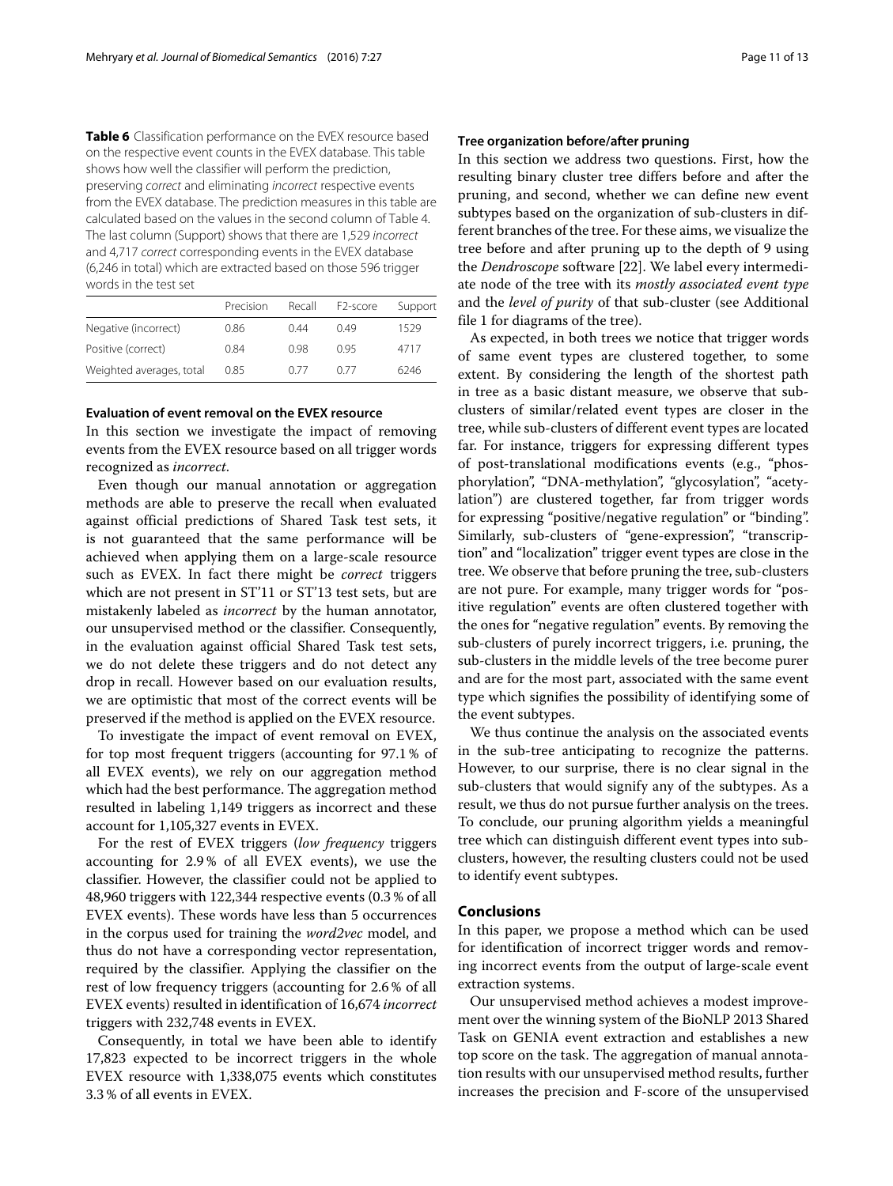**Table 6** Classification performance on the EVEX resource based on the respective event counts in the EVEX database. This table shows how well the classifier will perform the prediction, preserving *correct* and eliminating *incorrect* respective events from the EVEX database. The prediction measures in this table are calculated based on the values in the second column of Table 4. The last column (Support) shows that there are 1,529 *incorrect* and 4,717 *correct* corresponding events in the EVEX database (6,246 in total) which are extracted based on those 596 trigger words in the test set

| | Precision | Recall | F2-score | Support |
|---|---|---|---|---|
| Negative (incorrect) | 0.86 | 0.44 | 0.49 | 1529 |
| Positive (correct) | 0.84 | 0.98 | 0.95 | 4717 |
| Weighted averages, total | 0.85 | 0.77 | 0.77 | 6246 |

### Evaluation of event removal on the EVEX resource

In this section we investigate the impact of removing events from the EVEX resource based on all trigger words recognized as *incorrect.*

Even though our manual annotation or aggregation methods are able to preserve the recall when evaluated against official predictions of Shared Task test sets, it is not guaranteed that the same performance will be achieved when applying them on a large-scale resource such as EVEX. In fact there might be *correct* triggers which are not present in ST'11 or ST'13 test sets, but are mistakenly labeled as *incorrect* by the human annotator, our unsupervised method or the classifier. Consequently, in the evaluation against official Shared Task test sets, we do not delete these triggers and do not detect any drop in recall. However based on our evaluation results, we are optimistic that most of the correct events will be preserved if the method is applied on the EVEX resource.

To investigate the impact of event removal on EVEX, for top most frequent triggers (accounting for 97.1 % of all EVEX events), we rely on our aggregation method which had the best performance. The aggregation method resulted in labeling 1,149 triggers as incorrect and these account for 1,105,327 events in EVEX.

For the rest of EVEX triggers (*low frequency* triggers accounting for 2.9 % of all EVEX events), we use the classifier. However, the classifier could not be applied to 48,960 triggers with 122,344 respective events (0.3 % of all EVEX events). These words have less than 5 occurrences in the corpus used for training the *word2vec* model, and thus do not have a corresponding vector representation, required by the classifier. Applying the classifier on the rest of low frequency triggers (accounting for 2.6 % of all EVEX events) resulted in identification of 16,674 *incorrect* triggers with 232,748 events in EVEX.

Consequently, in total we have been able to identify 17,823 expected to be incorrect triggers in the whole EVEX resource with 1,338,075 events which constitutes 3.3 % of all events in EVEX.

### Tree organization before/after pruning

In this section we address two questions. First, how the resulting binary cluster tree differs before and after the pruning, and second, whether we can define new event subtypes based on the organization of sub-clusters in different branches of the tree. For these aims, we visualize the tree before and after pruning up to the depth of 9 using the *Dendroscope* software [22]. We label every intermediate node of the tree with its *mostly associated event type* and the *level of purity* of that sub-cluster (see Additional file 1 for diagrams of the tree).

As expected, in both trees we notice that trigger words of same event types are clustered together, to some extent. By considering the length of the shortest path in tree as a basic distant measure, we observe that sub-clusters of similar/related event types are closer in the tree, while sub-clusters of different event types are located far. For instance, triggers for expressing different types of post-translational modifications events (e.g., "phosphorylation", "DNA-methylation", "glycosylation", "acetylation") are clustered together, far from trigger words for expressing "positive/negative regulation" or "binding". Similarly, sub-clusters of "gene-expression", "transcription" and "localization" trigger event types are close in the tree. We observe that before pruning the tree, sub-clusters are not pure. For example, many trigger words for "positive regulation" events are often clustered together with the ones for "negative regulation" events. By removing the sub-clusters of purely incorrect triggers, i.e. pruning, the sub-clusters in the middle levels of the tree become purer and are for the most part, associated with the same event type which signifies the possibility of identifying some of the event subtypes.

We thus continue the analysis on the associated events in the sub-tree anticipating to recognize the patterns. However, to our surprise, there is no clear signal in the sub-clusters that would signify any of the subtypes. As a result, we thus do not pursue further analysis on the trees. To conclude, our pruning algorithm yields a meaningful tree which can distinguish different event types into sub-clusters, however, the resulting clusters could not be used to identify event subtypes.

## Conclusions

In this paper, we propose a method which can be used for identification of incorrect trigger words and removing incorrect events from the output of large-scale event extraction systems.

Our unsupervised method achieves a modest improvement over the winning system of the BioNLP 2013 Shared Task on GENIA event extraction and establishes a new top score on the task. The aggregation of manual annotation results with our unsupervised method results, further increases the precision and F-score of the unsupervised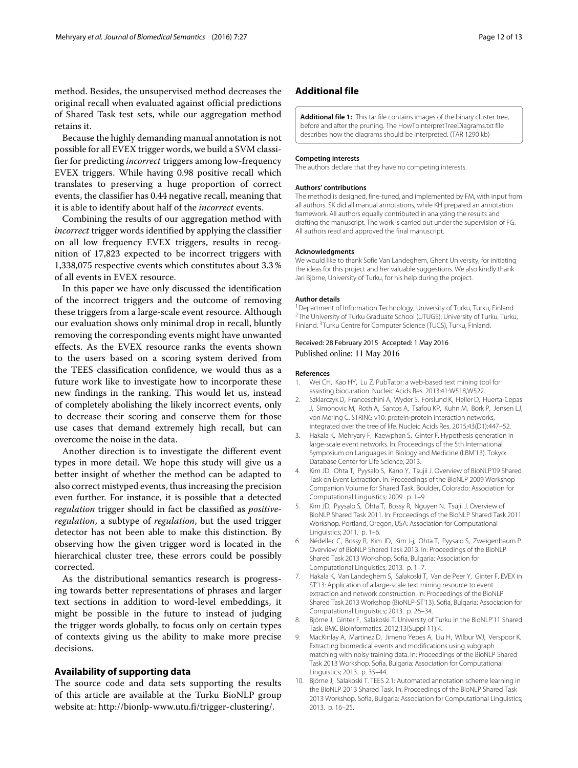method. Besides, the unsupervised method decreases the original recall when evaluated against official predictions of Shared Task test sets, while our aggregation method retains it.

Because the highly demanding manual annotation is not possible for all EVEX trigger words, we build a SVM classifier for predicting *incorrect* triggers among low-frequency EVEX triggers. While having 0.98 positive recall which translates to preserving a huge proportion of correct events, the classifier has 0.44 negative recall, meaning that it is able to identify about half of the *incorrect* events.

Combining the results of our aggregation method with *incorrect* trigger words identified by applying the classifier on all low frequency EVEX triggers, results in recognition of 17,823 expected to be incorrect triggers with 1,338,075 respective events which constitutes about 3.3 % of all events in EVEX resource.

In this paper we have only discussed the identification of the incorrect triggers and the outcome of removing these triggers from a large-scale event resource. Although our evaluation shows only minimal drop in recall, bluntly removing the corresponding events might have unwanted effects. As the EVEX resource ranks the events shown to the users based on a scoring system derived from the TEES classification confidence, we would thus as a future work like to investigate how to incorporate these new findings in the ranking. This would let us, instead of completely abolishing the likely incorrect events, only to decrease their scoring and conserve them for those use cases that demand extremely high recall, but can overcome the noise in the data.

Another direction is to investigate the different event types in more detail. We hope this study will give us a better insight of whether the method can be adapted to also correct mistyped events, thus increasing the precision even further. For instance, it is possible that a detected *regulation* trigger should in fact be classified as *positive-regulation*, a subtype of *regulation*, but the used trigger detector has not been able to make this distinction. By observing how the given trigger word is located in the hierarchical cluster tree, these errors could be possibly corrected.

As the distributional semantics research is progressing towards better representations of phrases and larger text sections in addition to word-level embeddings, it might be possible in the future to instead of judging the trigger words globally, to focus only on certain types of contexts giving us the ability to make more precise decisions.

## Availability of supporting data

The source code and data sets supporting the results of this article are available at the Turku BioNLP group website at: http://bionlp-www.utu.fi/trigger-clustering/.

## Additional file

**Additional file 1:** This tar file contains images of the binary cluster tree, before and after the pruning. The HowToInterpretTreeDiagrams.txt file describes how the diagrams should be interpreted. (TAR 1290 kb)

#### Competing interests

The authors declare that they have no competing interests.

#### Authors' contributions

The method is designed, fine-tuned, and implemented by FM, with input from all authors. SK did all manual annotations, while KH prepared an annotation framework. All authors equally contributed in analyzing the results and drafting the manuscript. The work is carried out under the supervision of FG. All authors read and approved the final manuscript.

#### Acknowledgments

We would like to thank Sofie Van Landeghem, Ghent University, for initiating the ideas for this project and her valuable suggestions. We also kindly thank Jari Björne, University of Turku, for his help during the project.

#### Author details

[1]Department of Information Technology, University of Turku, Turku, Finland. [2]The University of Turku Graduate School (UTUGS), University of Turku, Turku, Finland. [3]Turku Centre for Computer Science (TUCS), Turku, Finland.

Received: 28 February 2015 Accepted: 1 May 2016
Published online: 11 May 2016

#### References

1. Wei CH, Kao HY, Lu Z. PubTator: a web-based text mining tool for assisting biocuration. Nucleic Acids Res. 2013;41:W518,W522.
2. Szklarczyk D, Franceschini A, Wyder S, Forslund K, Heller D, Huerta-Cepas J, Simonovic M, Roth A, Santos A, Tsafou KP, Kuhn M, Bork P, Jensen LJ, von Mering C. STRING v10: protein-protein interaction networks, integrated over the tree of life. Nucleic Acids Res. 2015;43(D1):447–52.
3. Hakala K, Mehryary F, Kaewphan S, Ginter F. Hypothesis generation in large-scale event networks. In: Proceedings of the 5th International Symposium on Languages in Biology and Medicine (LBM'13). Tokyo: Database Center for Life Science; 2013.
4. Kim JD, Ohta T, Pyysalo S, Kano Y, Tsujii J. Overview of BioNLP'09 Shared Task on Event Extraction. In: Proceedings of the BioNLP 2009 Workshop Companion Volume for Shared Task. Boulder, Colorado: Association for Computational Linguistics; 2009. p. 1–9.
5. Kim JD, Pyysalo S, Ohta T, Bossy R, Nguyen N, Tsujii J. Overview of BioNLP Shared Task 2011. In: Proceedings of the BioNLP Shared Task 2011 Workshop. Portland, Oregon, USA: Association for Computational Linguistics; 2011. p. 1–6.
6. Nédellec C, Bossy R, Kim JD, Kim J-j, Ohta T, Pyysalo S, Zweigenbaum P. Overview of BioNLP Shared Task 2013. In: Proceedings of the BioNLP Shared Task 2013 Workshop. Sofia, Bulgaria: Association for Computational Linguistics; 2013. p. 1–7.
7. Hakala K, Van Landeghem S, Salakoski T, Van de Peer Y, Ginter F. EVEX in ST'13: Application of a large-scale text mining resource to event extraction and network construction. In: Proceedings of the BioNLP Shared Task 2013 Workshop (BioNLP-ST'13). Sofia, Bulgaria: Association for Computational Linguistics; 2013. p. 26–34.
8. Björne J, Ginter F, Salakoski T. University of Turku in the BioNLP'11 Shared Task. BMC Bioinformatics. 2012;13(Suppl 11):4.
9. MacKinlay A, Martinez D, Jimeno Yepes A, Liu H, Wilbur WJ, Verspoor K. Extracting biomedical events and modifications using subgraph matching with noisy training data. In: Proceedings of the BioNLP Shared Task 2013 Workshop. Sofia, Bulgaria: Association for Computational Linguistics; 2013. p. 35–44.
10. Björne J, Salakoski T. TEES 2.1: Automated annotation scheme learning in the BioNLP 2013 Shared Task. In: Proceedings of the BioNLP Shared Task 2013 Workshop. Sofia, Bulgaria: Association for Computational Linguistics; 2013. p. 16–25.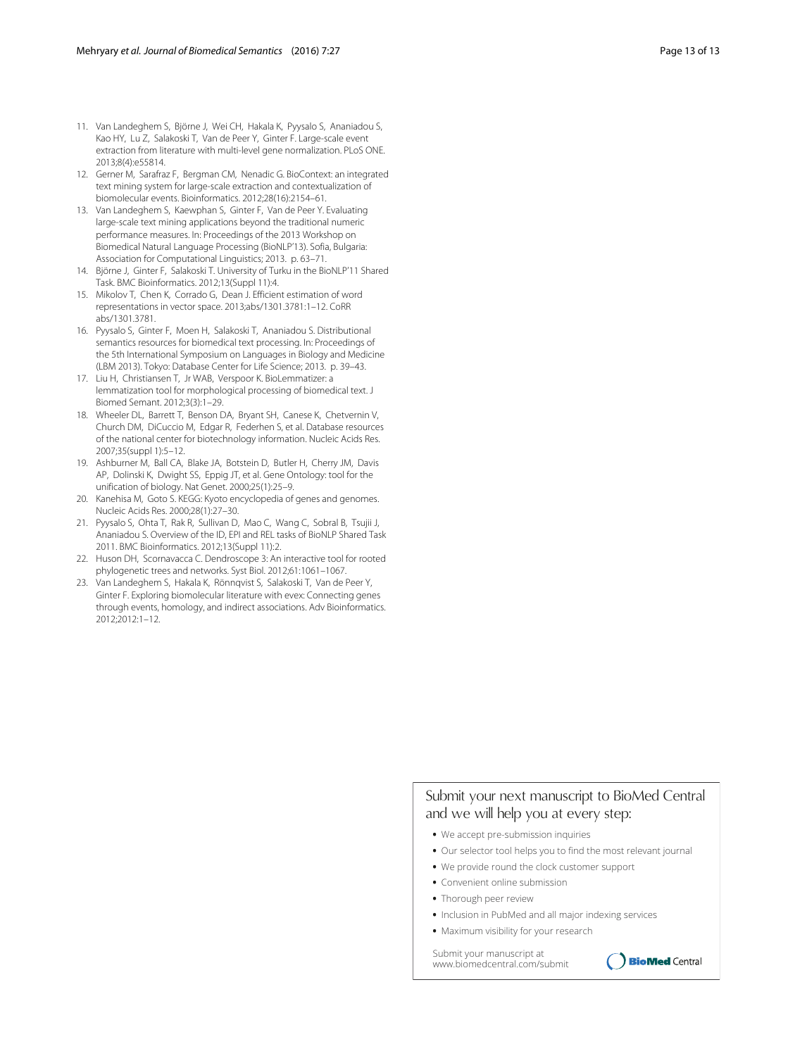11. Van Landeghem S, Björne J, Wei CH, Hakala K, Pyysalo S, Ananiadou S, Kao HY, Lu Z, Salakoski T, Van de Peer Y, Ginter F. Large-scale event extraction from literature with multi-level gene normalization. PLoS ONE. 2013;8(4):e55814.
12. Gerner M, Sarafraz F, Bergman CM, Nenadic G. BioContext: an integrated text mining system for large-scale extraction and contextualization of biomolecular events. Bioinformatics. 2012;28(16):2154–61.
13. Van Landeghem S, Kaewphan S, Ginter F, Van de Peer Y. Evaluating large-scale text mining applications beyond the traditional numeric performance measures. In: Proceedings of the 2013 Workshop on Biomedical Natural Language Processing (BioNLP'13). Sofia, Bulgaria: Association for Computational Linguistics; 2013. p. 63–71.
14. Björne J, Ginter F, Salakoski T. University of Turku in the BioNLP'11 Shared Task. BMC Bioinformatics. 2012;13(Suppl 11):4.
15. Mikolov T, Chen K, Corrado G, Dean J. Efficient estimation of word representations in vector space. 2013;abs/1301.3781:1–12. CoRR abs/1301.3781.
16. Pyysalo S, Ginter F, Moen H, Salakoski T, Ananiadou S. Distributional semantics resources for biomedical text processing. In: Proceedings of the 5th International Symposium on Languages in Biology and Medicine (LBM 2013). Tokyo: Database Center for Life Science; 2013. p. 39–43.
17. Liu H, Christiansen T, Jr WAB, Verspoor K. BioLemmatizer: a lemmatization tool for morphological processing of biomedical text. J Biomed Semant. 2012;3(3):1–29.
18. Wheeler DL, Barrett T, Benson DA, Bryant SH, Canese K, Chetvernin V, Church DM, DiCuccio M, Edgar R, Federhen S, et al. Database resources of the national center for biotechnology information. Nucleic Acids Res. 2007;35(suppl 1):5–12.
19. Ashburner M, Ball CA, Blake JA, Botstein D, Butler H, Cherry JM, Davis AP, Dolinski K, Dwight SS, Eppig JT, et al. Gene Ontology: tool for the unification of biology. Nat Genet. 2000;25(1):25–9.
20. Kanehisa M, Goto S. KEGG: Kyoto encyclopedia of genes and genomes. Nucleic Acids Res. 2000;28(1):27–30.
21. Pyysalo S, Ohta T, Rak R, Sullivan D, Mao C, Wang C, Sobral B, Tsujii J, Ananiadou S. Overview of the ID, EPI and REL tasks of BioNLP Shared Task 2011. BMC Bioinformatics. 2012;13(Suppl 11):2.
22. Huson DH, Scornavacca C. Dendroscope 3: An interactive tool for rooted phylogenetic trees and networks. Syst Biol. 2012;61:1061–1067.
23. Van Landeghem S, Hakala K, Rönnqvist S, Salakoski T, Van de Peer Y, Ginter F. Exploring biomolecular literature with evex: Connecting genes through events, homology, and indirect associations. Adv Bioinformatics. 2012;2012:1–12.

Submit your next manuscript to BioMed Central and we will help you at every step:

- We accept pre-submission inquiries
- Our selector tool helps you to find the most relevant journal
- We provide round the clock customer support
- Convenient online submission
- Thorough peer review
- Inclusion in PubMed and all major indexing services
- Maximum visibility for your research

Submit your manuscript at www.biomedcentral.com/submit

BioMed Central